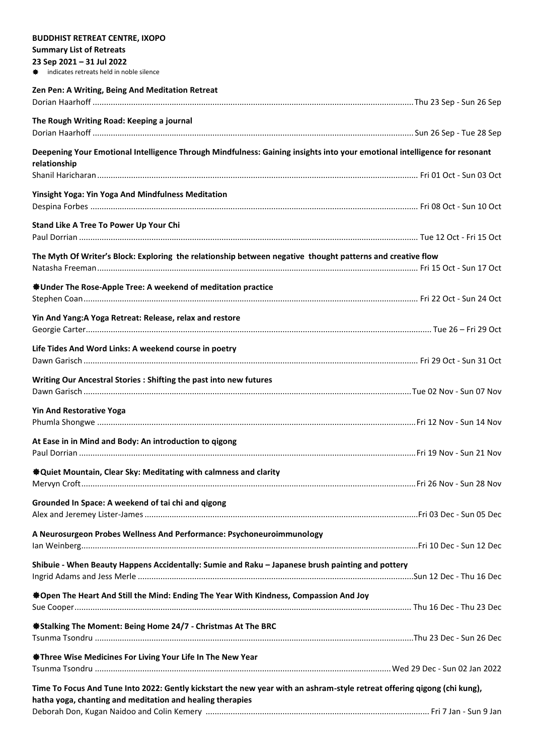**BUDDHIST RETREAT CENTRE, IXOPO**

**Summary List of Retreats**

**23 Sep 2021 – 31 Jul 2022**

❅ indicates retreats held in noble silence

**Zen Pen: A Writing, Being And Meditation Retreat**
Dorian Haarhoff ................................................ Thu 23 Sep - Sun 26 Sep

**The Rough Writing Road: Keeping a journal**
Dorian Haarhoff ................................................ Sun 26 Sep - Tue 28 Sep

**Deepening Your Emotional Intelligence Through Mindfulness: Gaining insights into your emotional intelligence for resonant relationship**
Shanil Haricharan ................................................ Fri 01 Oct - Sun 03 Oct

**Yinsight Yoga: Yin Yoga And Mindfulness Meditation**
Despina Forbes ................................................ Fri 08 Oct - Sun 10 Oct

**Stand Like A Tree To Power Up Your Chi**
Paul Dorrian ................................................ Tue 12 Oct - Fri 15 Oct

**The Myth Of Writer's Block: Exploring the relationship between negative thought patterns and creative flow**
Natasha Freeman ................................................ Fri 15 Oct - Sun 17 Oct

**❅Under The Rose-Apple Tree: A weekend of meditation practice**
Stephen Coan ................................................ Fri 22 Oct - Sun 24 Oct

**Yin And Yang:A Yoga Retreat: Release, relax and restore**
Georgie Carter ................................................ Tue 26 – Fri 29 Oct

**Life Tides And Word Links: A weekend course in poetry**
Dawn Garisch ................................................ Fri 29 Oct - Sun 31 Oct

**Writing Our Ancestral Stories : Shifting the past into new futures**
Dawn Garisch ................................................ Tue 02 Nov - Sun 07 Nov

**Yin And Restorative Yoga**
Phumla Shongwe ................................................ Fri 12 Nov - Sun 14 Nov

**At Ease in in Mind and Body: An introduction to qigong**
Paul Dorrian ................................................ Fri 19 Nov - Sun 21 Nov

**❅Quiet Mountain, Clear Sky: Meditating with calmness and clarity**
Mervyn Croft ................................................ Fri 26 Nov - Sun 28 Nov

**Grounded In Space: A weekend of tai chi and qigong**
Alex and Jeremey Lister-James ................................................ Fri 03 Dec - Sun 05 Dec

**A Neurosurgeon Probes Wellness And Performance: Psychoneuroimmunology**
Ian Weinberg ................................................ Fri 10 Dec - Sun 12 Dec

**Shibuie - When Beauty Happens Accidentally: Sumie and Raku – Japanese brush painting and pottery**
Ingrid Adams and Jess Merle ................................................ Sun 12 Dec - Thu 16 Dec

**❅Open The Heart And Still the Mind: Ending The Year With Kindness, Compassion And Joy**
Sue Cooper ................................................ Thu 16 Dec - Thu 23 Dec

**❅Stalking The Moment: Being Home 24/7 - Christmas At The BRC**
Tsunma Tsondru ................................................ Thu 23 Dec - Sun 26 Dec

**❅Three Wise Medicines For Living Your Life In The New Year**
Tsunma Tsondru ................................................ Wed 29 Dec - Sun 02 Jan 2022

**Time To Focus And Tune Into 2022: Gently kickstart the new year with an ashram-style retreat offering qigong (chi kung), hatha yoga, chanting and meditation and healing therapies**
Deborah Don, Kugan Naidoo and Colin Kemery ................................................ Fri 7 Jan - Sun 9 Jan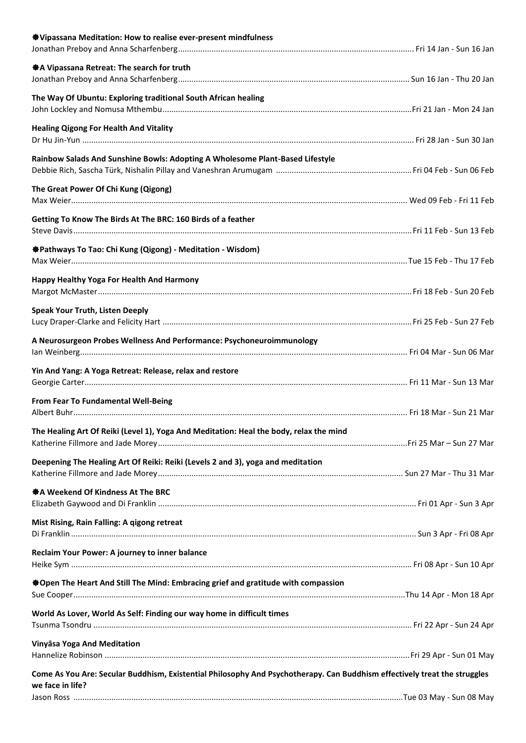**❋Vipassana Meditation: How to realise ever-present mindfulness**
Jonathan Preboy and Anna Scharfenberg ........ Fri 14 Jan - Sun 16 Jan

**❋A Vipassana Retreat: The search for truth**
Jonathan Preboy and Anna Scharfenberg ........ Sun 16 Jan - Thu 20 Jan

**The Way Of Ubuntu: Exploring traditional South African healing**
John Lockley and Nomusa Mthembu ........ Fri 21 Jan - Mon 24 Jan

**Healing Qigong For Health And Vitality**
Dr Hu Jin-Yun ........ Fri 28 Jan - Sun 30 Jan

**Rainbow Salads And Sunshine Bowls: Adopting A Wholesome Plant-Based Lifestyle**
Debbie Rich, Sascha Türk, Nishalin Pillay and Vaneshran Arumugam ........ Fri 04 Feb - Sun 06 Feb

**The Great Power Of Chi Kung (Qigong)**
Max Weier ........ Wed 09 Feb - Fri 11 Feb

**Getting To Know The Birds At The BRC: 160 Birds of a feather**
Steve Davis ........ Fri 11 Feb - Sun 13 Feb

**❋Pathways To Tao: Chi Kung (Qigong) - Meditation - Wisdom)**
Max Weier ........ Tue 15 Feb - Thu 17 Feb

**Happy Healthy Yoga For Health And Harmony**
Margot McMaster ........ Fri 18 Feb - Sun 20 Feb

**Speak Your Truth, Listen Deeply**
Lucy Draper-Clarke and Felicity Hart ........ Fri 25 Feb - Sun 27 Feb

**A Neurosurgeon Probes Wellness And Performance: Psychoneuroimmunology**
Ian Weinberg ........ Fri 04 Mar - Sun 06 Mar

**Yin And Yang: A Yoga Retreat: Release, relax and restore**
Georgie Carter ........ Fri 11 Mar - Sun 13 Mar

**From Fear To Fundamental Well-Being**
Albert Buhr ........ Fri 18 Mar - Sun 21 Mar

**The Healing Art Of Reiki (Level 1), Yoga And Meditation: Heal the body, relax the mind**
Katherine Fillmore and Jade Morey ........ Fri 25 Mar – Sun 27 Mar

**Deepening The Healing Art Of Reiki: Reiki (Levels 2 and 3), yoga and meditation**
Katherine Fillmore and Jade Morey ........ Sun 27 Mar - Thu 31 Mar

**❋A Weekend Of Kindness At The BRC**
Elizabeth Gaywood and Di Franklin ........ Fri 01 Apr - Sun 3 Apr

**Mist Rising, Rain Falling: A qigong retreat**
Di Franklin ........ Sun 3 Apr - Fri 08 Apr

**Reclaim Your Power: A journey to inner balance**
Heike Sym ........ Fri 08 Apr - Sun 10 Apr

**❋Open The Heart And Still The Mind: Embracing grief and gratitude with compassion**
Sue Cooper ........ Thu 14 Apr - Mon 18 Apr

**World As Lover, World As Self: Finding our way home in difficult times**
Tsunma Tsondru ........ Fri 22 Apr - Sun 24 Apr

**Vinyāsa Yoga And Meditation**
Hannelize Robinson ........ Fri 29 Apr - Sun 01 May

**Come As You Are: Secular Buddhism, Existential Philosophy And Psychotherapy. Can Buddhism effectively treat the struggles we face in life?**
Jason Ross ........ Tue 03 May - Sun 08 May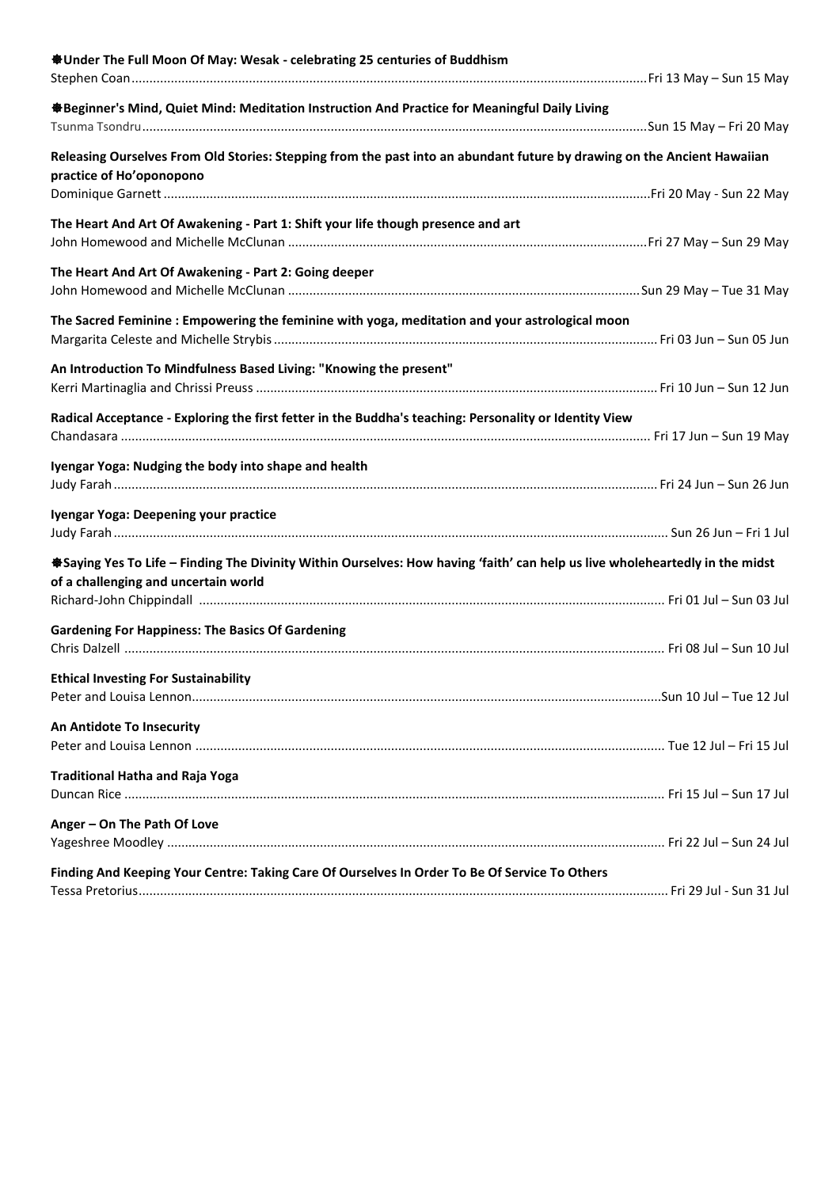**❋Under The Full Moon Of May: Wesak - celebrating 25 centuries of Buddhism**
Stephen Coan ............ Fri 13 May – Sun 15 May

**❋Beginner's Mind, Quiet Mind: Meditation Instruction And Practice for Meaningful Daily Living**
Tsunma Tsondru ............ Sun 15 May – Fri 20 May

**Releasing Ourselves From Old Stories: Stepping from the past into an abundant future by drawing on the Ancient Hawaiian practice of Ho'oponopono**
Dominique Garnett ............ Fri 20 May - Sun 22 May

**The Heart And Art Of Awakening - Part 1: Shift your life though presence and art**
John Homewood and Michelle McClunan ............ Fri 27 May – Sun 29 May

**The Heart And Art Of Awakening - Part 2: Going deeper**
John Homewood and Michelle McClunan ............ Sun 29 May – Tue 31 May

**The Sacred Feminine : Empowering the feminine with yoga, meditation and your astrological moon**
Margarita Celeste and Michelle Strybis ............ Fri 03 Jun – Sun 05 Jun

**An Introduction To Mindfulness Based Living: "Knowing the present"**
Kerri Martinaglia and Chrissi Preuss ............ Fri 10 Jun – Sun 12 Jun

**Radical Acceptance - Exploring the first fetter in the Buddha's teaching: Personality or Identity View**
Chandasara ............ Fri 17 Jun – Sun 19 May

**Iyengar Yoga: Nudging the body into shape and health**
Judy Farah ............ Fri 24 Jun – Sun 26 Jun

**Iyengar Yoga: Deepening your practice**
Judy Farah ............ Sun 26 Jun – Fri 1 Jul

**❋Saying Yes To Life – Finding The Divinity Within Ourselves: How having 'faith' can help us live wholeheartedly in the midst of a challenging and uncertain world**
Richard-John Chippindall ............ Fri 01 Jul – Sun 03 Jul

**Gardening For Happiness: The Basics Of Gardening**
Chris Dalzell ............ Fri 08 Jul – Sun 10 Jul

**Ethical Investing For Sustainability**
Peter and Louisa Lennon ............ Sun 10 Jul – Tue 12 Jul

**An Antidote To Insecurity**
Peter and Louisa Lennon ............ Tue 12 Jul – Fri 15 Jul

**Traditional Hatha and Raja Yoga**
Duncan Rice ............ Fri 15 Jul – Sun 17 Jul

**Anger – On The Path Of Love**
Yageshree Moodley ............ Fri 22 Jul – Sun 24 Jul

**Finding And Keeping Your Centre: Taking Care Of Ourselves In Order To Be Of Service To Others**
Tessa Pretorius ............ Fri 29 Jul - Sun 31 Jul